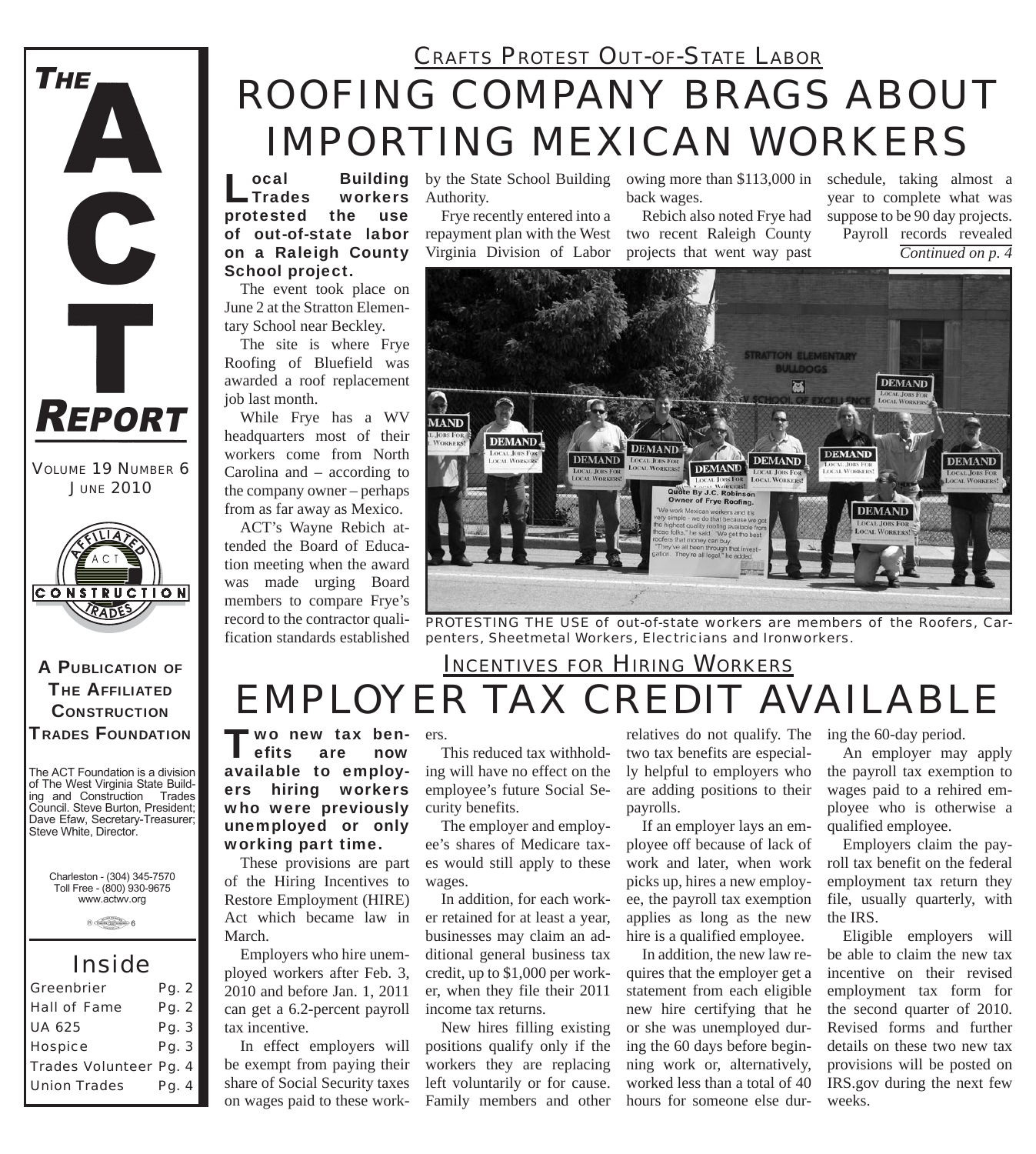# THE ACT REPORT

VOLUME 19 NUMBER 6
JUNE 2010

**A PUBLICATION OF THE AFFILIATED CONSTRUCTION TRADES FOUNDATION**

The ACT Foundation is a division of The West Virginia State Building and Construction Trades Council. Steve Burton, President; Dave Efaw, Secretary-Treasurer; Steve White, Director.

Charleston - (304) 345-7570
Toll Free - (800) 930-9675
www.actwv.org

## Inside

| | |
|---|---|
| Greenbrier | Pg. 2 |
| Hall of Fame | Pg. 2 |
| UA 625 | Pg. 3 |
| Hospice | Pg. 3 |
| Trades Volunteer | Pg. 4 |
| Union Trades | Pg. 4 |

### CRAFTS PROTEST OUT-OF-STATE LABOR

# ROOFING COMPANY BRAGS ABOUT IMPORTING MEXICAN WORKERS

**Local Building Trades workers protested the use of out-of-state labor on a Raleigh County School project.**

The event took place on June 2 at the Stratton Elementary School near Beckley.

The site is where Frye Roofing of Bluefield was awarded a roof replacement job last month.

While Frye has a WV headquarters most of their workers come from North Carolina and – according to the company owner – perhaps from as far away as Mexico.

ACT's Wayne Rebich attended the Board of Education meeting when the award was made urging Board members to compare Frye's record to the contractor qualification standards established by the State School Building Authority.

Frye recently entered into a repayment plan with the West Virginia Division of Labor owing more than $113,000 in back wages.

Rebich also noted Frye had two recent Raleigh County projects that went way past schedule, taking almost a year to complete what was suppose to be 90 day projects.

Payroll records revealed

*Continued on p. 4*

**Quote By J.C. Robinson Owner of Frye Roofing.**
"We work Mexican workers and it's very simple - we do that because we get the highest quality roofing available from those folks," he said. "We get the best roofers that money can buy.
"They've all been through that investigation. They're all legal," he added.

PROTESTING THE USE of out-of-state workers are members of the Roofers, Carpenters, Sheetmetal Workers, Electricians and Ironworkers.

### INCENTIVES FOR HIRING WORKERS

# EMPLOYER TAX CREDIT AVAILABLE

**Two new tax benefits are now available to employers hiring workers who were previously unemployed or only working part time.**

These provisions are part of the Hiring Incentives to Restore Employment (HIRE) Act which became law in March.

Employers who hire unemployed workers after Feb. 3, 2010 and before Jan. 1, 2011 can get a 6.2-percent payroll tax incentive.

In effect employers will be exempt from paying their share of Social Security taxes on wages paid to these workers.

This reduced tax withholding will have no effect on the employee's future Social Security benefits.

The employer and employee's shares of Medicare taxes would still apply to these wages.

In addition, for each worker retained for at least a year, businesses may claim an additional general business tax credit, up to $1,000 per worker, when they file their 2011 income tax returns.

New hires filling existing positions qualify only if the workers they are replacing left voluntarily or for cause. Family members and other relatives do not qualify. The two tax benefits are especially helpful to employers who are adding positions to their payrolls.

If an employer lays an employee off because of lack of work and later, when work picks up, hires a new employee, the payroll tax exemption applies as long as the new hire is a qualified employee.

In addition, the new law requires that the employer get a statement from each eligible new hire certifying that he or she was unemployed during the 60 days before beginning work or, alternatively, worked less than a total of 40 hours for someone else during the 60-day period.

An employer may apply the payroll tax exemption to wages paid to a rehired employee who is otherwise a qualified employee.

Employers claim the payroll tax benefit on the federal employment tax return they file, usually quarterly, with the IRS.

Eligible employers will be able to claim the new tax incentive on their revised employment tax form for the second quarter of 2010. Revised forms and further details on these two new tax provisions will be posted on IRS.gov during the next few weeks.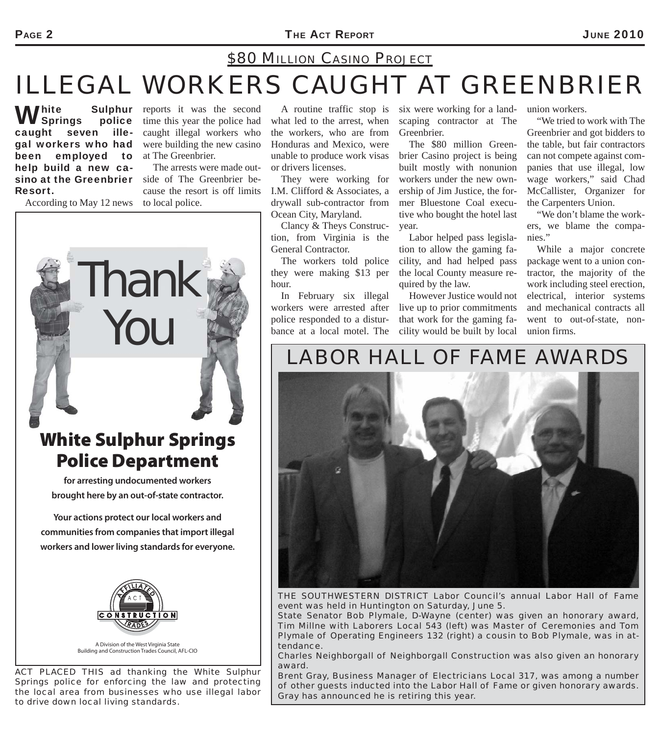## $80 MILLION CASINO PROJECT

# ILLEGAL WORKERS CAUGHT AT GREENBRIER

**White Sulphur Springs police caught seven illegal workers who had been employed to help build a new casino at the Greenbrier Resort.**

According to May 12 news reports it was the second time this year the police had caught illegal workers who were building the new casino at The Greenbrier.

The arrests were made outside of The Greenbrier because the resort is off limits to local police.

A routine traffic stop is what led to the arrest, when the workers, who are from Honduras and Mexico, were unable to produce work visas or drivers licenses.

They were working for I.M. Clifford & Associates, a drywall sub-contractor from Ocean City, Maryland.

Clancy & Theys Construction, from Virginia is the General Contractor.

The workers told police they were making $13 per hour.

In February six illegal workers were arrested after police responded to a disturbance at a local motel. The six were working for a landscaping contractor at The Greenbrier.

The $80 million Greenbrier Casino project is being built mostly with nonunion workers under the new ownership of Jim Justice, the former Bluestone Coal executive who bought the hotel last year.

Labor helped pass legislation to allow the gaming facility, and had helped pass the local County measure required by the law.

However Justice would not live up to prior commitments that work for the gaming facility would be built by local union workers.

"We tried to work with The Greenbrier and got bidders to the table, but fair contractors can not compete against companies that use illegal, low wage workers," said Chad McCallister, Organizer for the Carpenters Union.

"We don't blame the workers, we blame the companies."

While a major concrete package went to a union contractor, the majority of the work including steel erection, electrical, interior systems and mechanical contracts all went to out-of-state, nonunion firms.

---

Thank You

## White Sulphur Springs Police Department

**for arresting undocumented workers brought here by an out-of-state contractor.**

**Your actions protect our local workers and communities from companies that import illegal workers and lower living standards for everyone.**

AFFILIATED ACT CONSTRUCTION TRADES

A Division of the West Virginia State Building and Construction Trades Council, AFL-CIO

ACT PLACED THIS ad thanking the White Sulphur Springs police for enforcing the law and protecting the local area from businesses who use illegal labor to drive down local living standards.

---

# LABOR HALL OF FAME AWARDS

THE SOUTHWESTERN DISTRICT Labor Council's annual Labor Hall of Fame event was held in Huntington on Saturday, June 5.

State Senator Bob Plymale, D-Wayne (center) was given an honorary award, Tim Millne with Laborers Local 543 (left) was Master of Ceremonies and Tom Plymale of Operating Engineers 132 (right) a cousin to Bob Plymale, was in attendance.

Charles Neighborgall of Neighborgall Construction was also given an honorary award.

Brent Gray, Business Manager of Electricians Local 317, was among a number of other guests inducted into the Labor Hall of Fame or given honorary awards. Gray has announced he is retiring this year.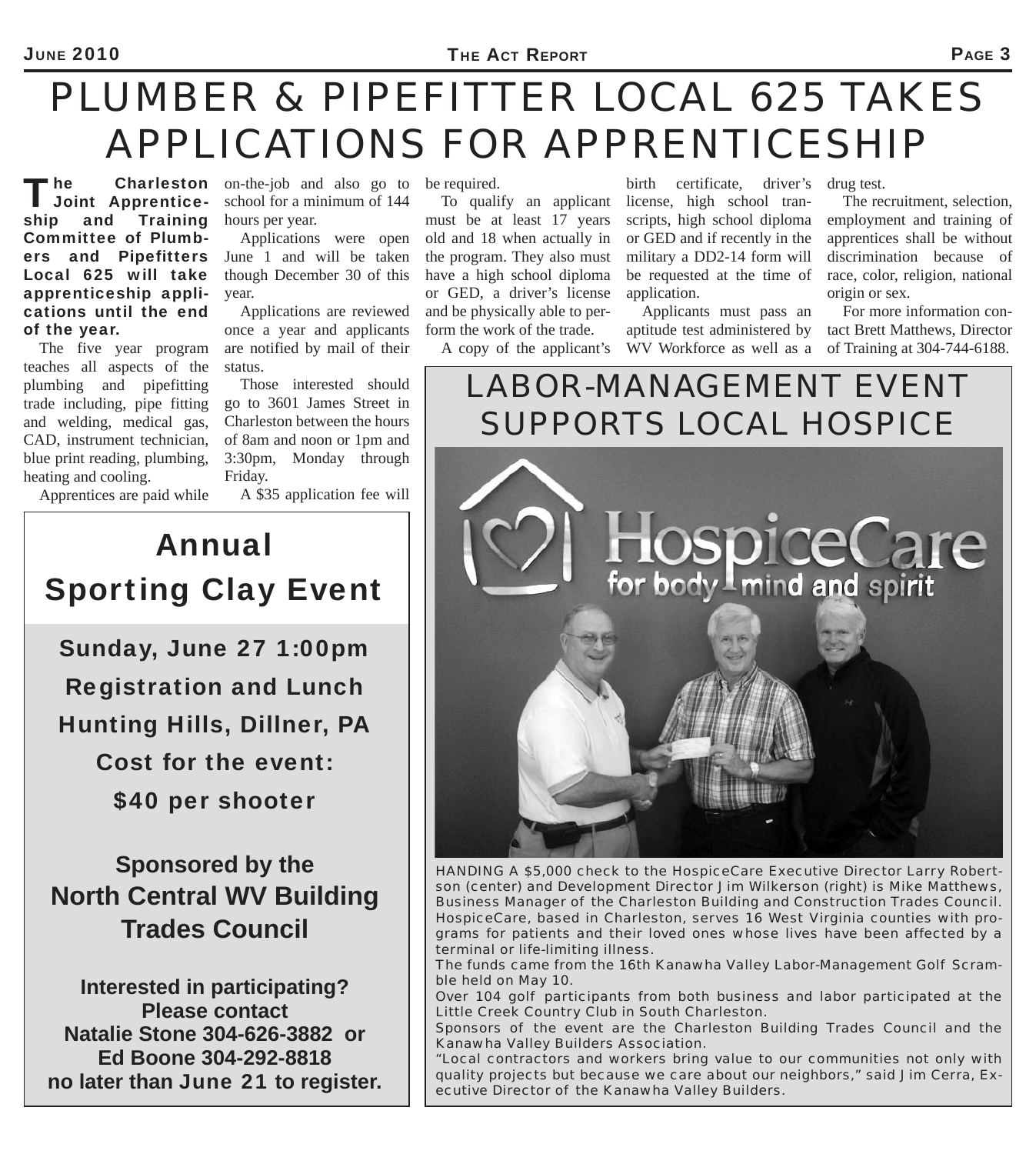# PLUMBER & PIPEFITTER LOCAL 625 TAKES APPLICATIONS FOR APPRENTICESHIP

**The Charleston Joint Apprenticeship and Training Committee of Plumbers and Pipefitters Local 625 will take apprenticeship applications until the end of the year.**

The five year program teaches all aspects of the plumbing and pipefitting trade including, pipe fitting and welding, medical gas, CAD, instrument technician, blue print reading, plumbing, heating and cooling.

Apprentices are paid while on-the-job and also go to school for a minimum of 144 hours per year.

Applications were open June 1 and will be taken though December 30 of this year.

Applications are reviewed once a year and applicants are notified by mail of their status.

Those interested should go to 3601 James Street in Charleston between the hours of 8am and noon or 1pm and 3:30pm, Monday through Friday.

A $35 application fee will be required.

To qualify an applicant must be at least 17 years old and 18 when actually in the program. They also must have a high school diploma or GED, a driver's license and be physically able to perform the work of the trade.

A copy of the applicant's birth certificate, driver's license, high school transcripts, high school diploma or GED and if recently in the military a DD2-14 form will be requested at the time of application.

Applicants must pass an aptitude test administered by WV Workforce as well as a drug test.

The recruitment, selection, employment and training of apprentices shall be without discrimination because of race, color, religion, national origin or sex.

For more information contact Brett Matthews, Director of Training at 304-744-6188.

## Annual Sporting Clay Event

**Sunday, June 27 1:00pm**

**Registration and Lunch**

**Hunting Hills, Dillner, PA**

**Cost for the event:**

**$40 per shooter**

**Sponsored by the North Central WV Building Trades Council**

**Interested in participating? Please contact Natalie Stone 304-626-3882 or Ed Boone 304-292-8818 no later than June 21 to register.**

# LABOR-MANAGEMENT EVENT SUPPORTS LOCAL HOSPICE

HANDING A $5,000 check to the HospiceCare Executive Director Larry Robertson (center) and Development Director Jim Wilkerson (right) is Mike Matthews, Business Manager of the Charleston Building and Construction Trades Council. HospiceCare, based in Charleston, serves 16 West Virginia counties with programs for patients and their loved ones whose lives have been affected by a terminal or life-limiting illness.

The funds came from the 16th Kanawha Valley Labor-Management Golf Scramble held on May 10.

Over 104 golf participants from both business and labor participated at the Little Creek Country Club in South Charleston.

Sponsors of the event are the Charleston Building Trades Council and the Kanawha Valley Builders Association.

"Local contractors and workers bring value to our communities not only with quality projects but because we care about our neighbors," said Jim Cerra, Executive Director of the Kanawha Valley Builders.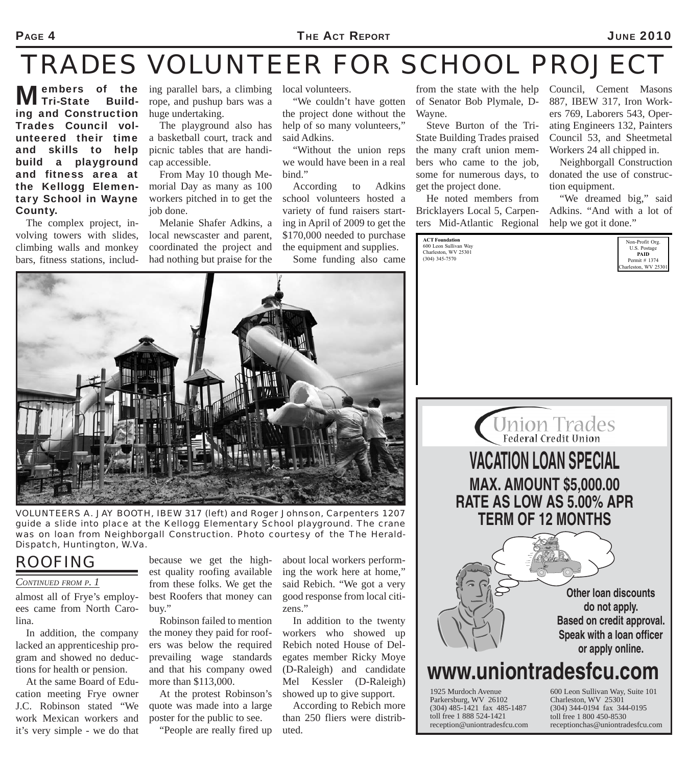# TRADES VOLUNTEER FOR SCHOOL PROJECT

**Members of the Tri-State Building and Construction Trades Council volunteered their time and skills to help build a playground and fitness area at the Kellogg Elementary School in Wayne County.**

The complex project, involving towers with slides, climbing walls and monkey bars, fitness stations, including parallel bars, a climbing rope, and pushup bars was a huge undertaking.

The playground also has a basketball court, track and picnic tables that are handicap accessible.

From May 10 though Memorial Day as many as 100 workers pitched in to get the job done.

Melanie Shafer Adkins, a local newscaster and parent, coordinated the project and had nothing but praise for the local volunteers.

"We couldn't have gotten the project done without the help of so many volunteers," said Adkins.

"Without the union reps we would have been in a real bind."

According to Adkins school volunteers hosted a variety of fund raisers starting in April of 2009 to get the $170,000 needed to purchase the equipment and supplies.

Some funding also came from the state with the help of Senator Bob Plymale, D-Wayne.

Steve Burton of the Tri-State Building Trades praised the many craft union members who came to the job, some for numerous days, to get the project done.

He noted members from Bricklayers Local 5, Carpenters Mid-Atlantic Regional Council, Cement Masons 887, IBEW 317, Iron Workers 769, Laborers 543, Operating Engineers 132, Painters Council 53, and Sheetmetal Workers 24 all chipped in.

Neighborgall Construction donated the use of construction equipment.

"We dreamed big," said Adkins. "And with a lot of help we got it done."

VOLUNTEERS A. JAY BOOTH, IBEW 317 (left) and Roger Johnson, Carpenters 1207 guide a slide into place at the Kellogg Elementary School playground. The crane was on loan from Neighborgall Construction. Photo courtesy of the The Herald-Dispatch, Huntington, W.Va.

**ACT Foundation**
600 Leon Sullivan Way
Charleston, WV 25301
(304) 345-7570

Non-Profit Org.
U.S. Postage
**PAID**
Permit # 1374
Charleston, WV 25301

## ROOFING

*CONTINUED FROM P. 1*

almost all of Frye's employees came from North Carolina.

In addition, the company lacked an apprenticeship program and showed no deductions for health or pension.

At the same Board of Education meeting Frye owner J.C. Robinson stated "We work Mexican workers and it's very simple - we do that because we get the highest quality roofing available from these folks. We get the best Roofers that money can buy."

Robinson failed to mention the money they paid for roofers was below the required prevailing wage standards and that his company owed more than $113,000.

At the protest Robinson's quote was made into a large poster for the public to see.

"People are really fired up about local workers performing the work here at home," said Rebich. "We got a very good response from local citizens."

In addition to the twenty workers who showed up Rebich noted House of Delegates member Ricky Moye (D-Raleigh) and candidate Mel Kessler (D-Raleigh) showed up to give support.

According to Rebich more than 250 fliers were distributed.

Union Trades
Federal Credit Union

## VACATION LOAN SPECIAL

**MAX. AMOUNT $5,000.00**
**RATE AS LOW AS 5.00% APR**
**TERM OF 12 MONTHS**

**Other loan discounts do not apply. Based on credit approval. Speak with a loan officer or apply online.**

## www.uniontradesfcu.com

1925 Murdoch Avenue
Parkersburg, WV 26102
(304) 485-1421 fax 485-1487
toll free 1 888 524-1421
reception@uniontradesfcu.com

600 Leon Sullivan Way, Suite 101
Charleston, WV 25301
(304) 344-0194 fax 344-0195
toll free 1 800 450-8530
receptionchas@uniontradesfcu.com